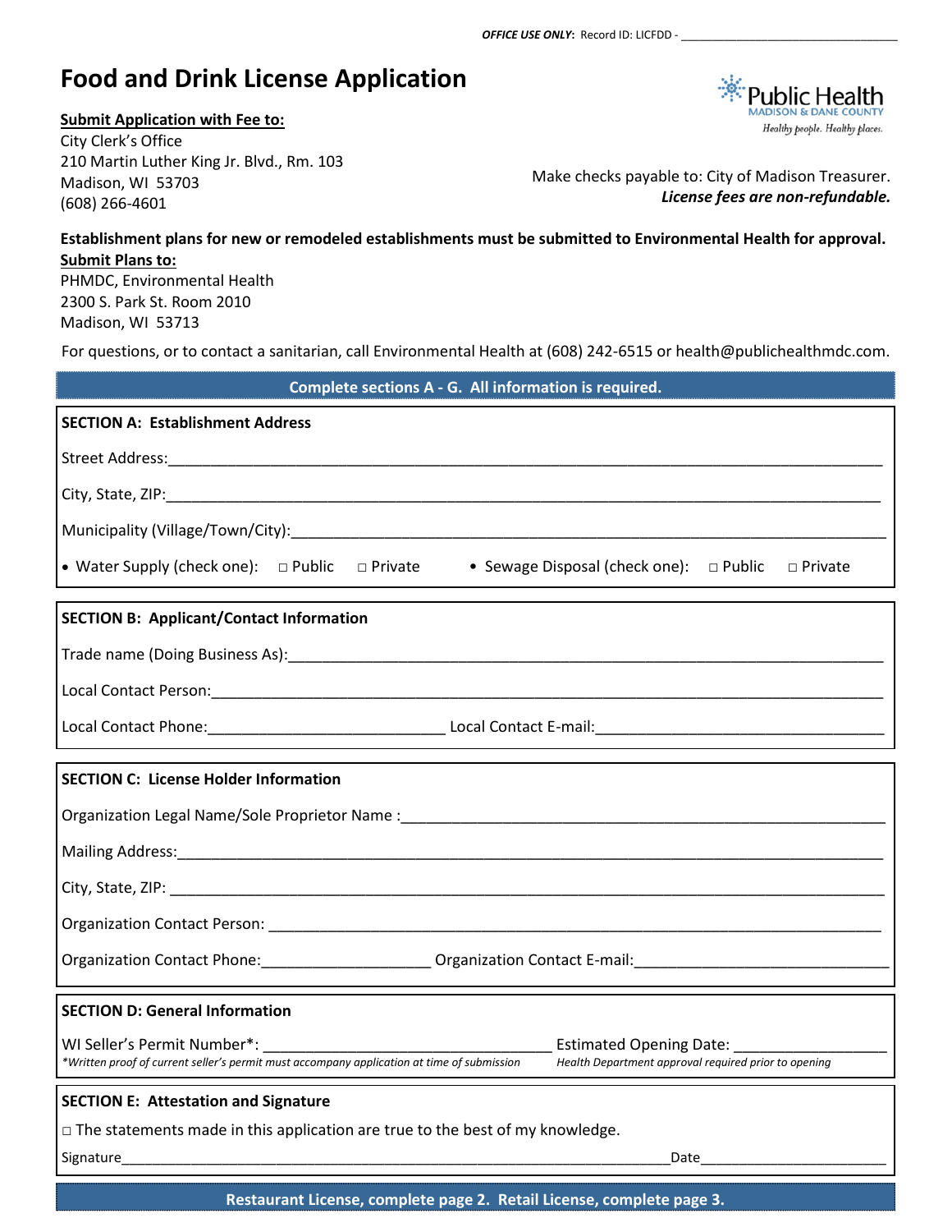**OFFICE USE ONLY:** Record ID: LICFDD - ___________________________________

# Food and Drink License Application

Public Health
MADISON & DANE COUNTY
*Healthy people. Healthy places.*

**Submit Application with Fee to:**
City Clerk's Office
210 Martin Luther King Jr. Blvd., Rm. 103
Madison, WI 53703
(608) 266-4601

Make checks payable to: City of Madison Treasurer.
***License fees are non-refundable.***

**Establishment plans for new or remodeled establishments must be submitted to Environmental Health for approval.**

**Submit Plans to:**
PHMDC, Environmental Health
2300 S. Park St. Room 2010
Madison, WI 53713

For questions, or to contact a sanitarian, call Environmental Health at (608) 242-6515 or health@publichealthmdc.com.

**Complete sections A - G. All information is required.**

## SECTION A: Establishment Address

Street Address:___________________________________________________________________________

City, State, ZIP:__________________________________________________________________________

Municipality (Village/Town/City):___________________________________________________________

- Water Supply (check one): □ Public □ Private
- Sewage Disposal (check one): □ Public □ Private

## SECTION B: Applicant/Contact Information

Trade name (Doing Business As):____________________________________________________________

Local Contact Person:______________________________________________________________________

Local Contact Phone:____________________________ Local Contact E-mail:__________________________________

## SECTION C: License Holder Information

Organization Legal Name/Sole Proprietor Name :_________________________________________________

Mailing Address:__________________________________________________________________________

City, State, ZIP: __________________________________________________________________________

Organization Contact Person: ________________________________________________________________

Organization Contact Phone:___________________ Organization Contact E-mail:_____________________________

## SECTION D: General Information

WI Seller's Permit Number*: __________________________________ Estimated Opening Date: __________________

*\*Written proof of current seller's permit must accompany application at time of submission*

*Health Department approval required prior to opening*

## SECTION E: Attestation and Signature

□ The statements made in this application are true to the best of my knowledge.

Signature_____________________________________________________________________Date________________________

**Restaurant License, complete page 2. Retail License, complete page 3.**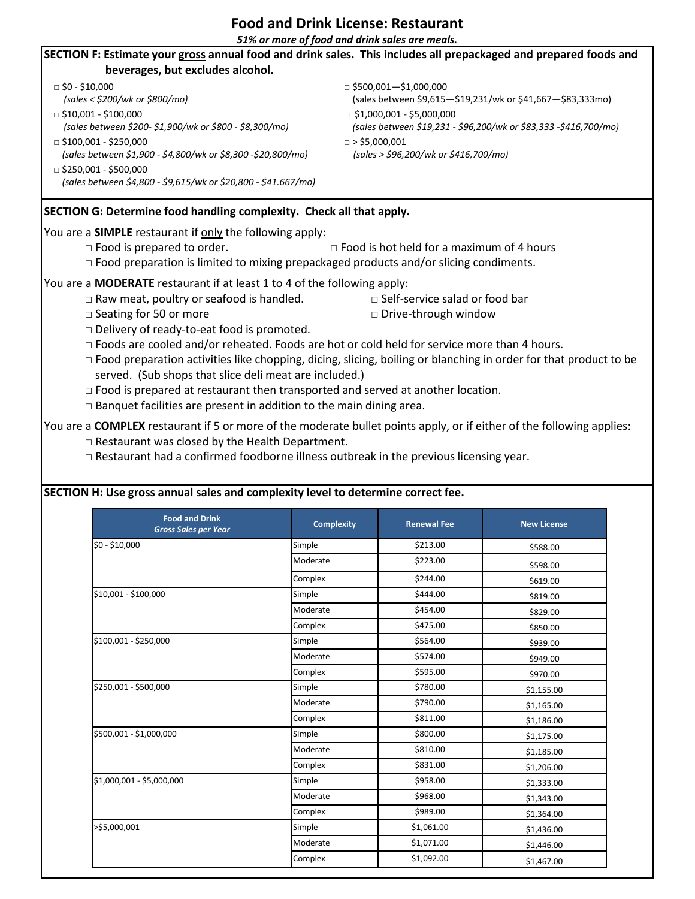# Food and Drink License: Restaurant

*51% or more of food and drink sales are meals.*

**SECTION F: Estimate your gross annual food and drink sales. This includes all prepackaged and prepared foods and beverages, but excludes alcohol.**

- □ $0 - $10,000
  *(sales < $200/wk or $800/mo)*
- □ $10,001 - $100,000
  *(sales between $200- $1,900/wk or $800 - $8,300/mo)*
- □ $100,001 - $250,000
  *(sales between $1,900 - $4,800/wk or $8,300 -$20,800/mo)*
- □ $250,001 - $500,000
  *(sales between $4,800 - $9,615/wk or $20,800 - $41.667/mo)*
- □ $500,001—$1,000,000
  (sales between $9,615—$19,231/wk or $41,667—$83,333mo)
- □ $1,000,001 - $5,000,000
  *(sales between $19,231 - $96,200/wk or $83,333 -$416,700/mo)*
- □ > $5,000,001
  *(sales > $96,200/wk or $416,700/mo)*

**SECTION G: Determine food handling complexity. Check all that apply.**

You are a **SIMPLE** restaurant if only the following apply:

- □ Food is prepared to order.
- □ Food is hot held for a maximum of 4 hours
- □ Food preparation is limited to mixing prepackaged products and/or slicing condiments.

You are a **MODERATE** restaurant if at least 1 to 4 of the following apply:

- □ Raw meat, poultry or seafood is handled.
- □ Self-service salad or food bar
- □ Seating for 50 or more
- □ Drive-through window
- □ Delivery of ready-to-eat food is promoted.
- □ Foods are cooled and/or reheated. Foods are hot or cold held for service more than 4 hours.
- □ Food preparation activities like chopping, dicing, slicing, boiling or blanching in order for that product to be served. (Sub shops that slice deli meat are included.)
- □ Food is prepared at restaurant then transported and served at another location.
- □ Banquet facilities are present in addition to the main dining area.

You are a **COMPLEX** restaurant if 5 or more of the moderate bullet points apply, or if either of the following applies:

- □ Restaurant was closed by the Health Department.
- □ Restaurant had a confirmed foodborne illness outbreak in the previous licensing year.

**SECTION H: Use gross annual sales and complexity level to determine correct fee.**

| Food and Drink *Gross Sales per Year* | Complexity | Renewal Fee | New License |
|---|---|---|---|
| $0 - $10,000 | Simple | $213.00 | $588.00 |
| | Moderate | $223.00 | $598.00 |
| | Complex | $244.00 | $619.00 |
| $10,001 - $100,000 | Simple | $444.00 | $819.00 |
| | Moderate | $454.00 | $829.00 |
| | Complex | $475.00 | $850.00 |
| $100,001 - $250,000 | Simple | $564.00 | $939.00 |
| | Moderate | $574.00 | $949.00 |
| | Complex | $595.00 | $970.00 |
| $250,001 - $500,000 | Simple | $780.00 | $1,155.00 |
| | Moderate | $790.00 | $1,165.00 |
| | Complex | $811.00 | $1,186.00 |
| $500,001 - $1,000,000 | Simple | $800.00 | $1,175.00 |
| | Moderate | $810.00 | $1,185.00 |
| | Complex | $831.00 | $1,206.00 |
| $1,000,001 - $5,000,000 | Simple | $958.00 | $1,333.00 |
| | Moderate | $968.00 | $1,343.00 |
| | Complex | $989.00 | $1,364.00 |
| >$5,000,001 | Simple | $1,061.00 | $1,436.00 |
| | Moderate | $1,071.00 | $1,446.00 |
| | Complex | $1,092.00 | $1,467.00 |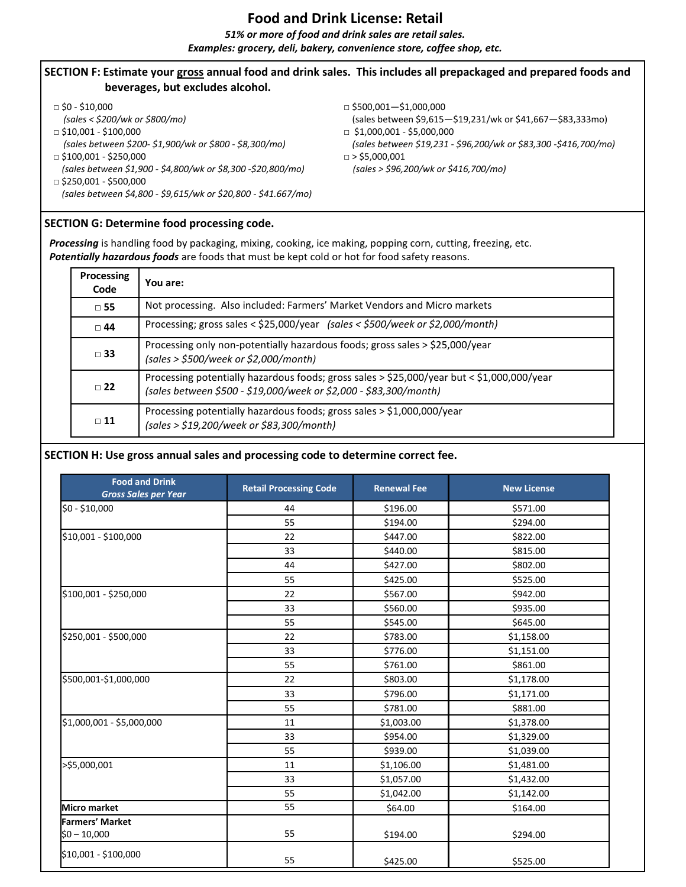# Food and Drink License: Retail

*51% or more of food and drink sales are retail sales.*
*Examples: grocery, deli, bakery, convenience store, coffee shop, etc.*

**SECTION F: Estimate your gross annual food and drink sales. This includes all prepackaged and prepared foods and beverages, but excludes alcohol.**

- □ $0 - $10,000
  *(sales < $200/wk or $800/mo)*
- □ $10,001 - $100,000
  *(sales between $200- $1,900/wk or $800 - $8,300/mo)*
- □ $100,001 - $250,000
  *(sales between $1,900 - $4,800/wk or $8,300 -$20,800/mo)*
- □ $250,001 - $500,000
  *(sales between $4,800 - $9,615/wk or $20,800 - $41.667/mo)*
- □ $500,001—$1,000,000
  (sales between $9,615—$19,231/wk or $41,667—$83,333mo)
- □ $1,000,001 - $5,000,000
  *(sales between $19,231 - $96,200/wk or $83,300 -$416,700/mo)*
- □ > $5,000,001
  *(sales > $96,200/wk or $416,700/mo)*

**SECTION G: Determine food processing code.**

***Processing*** is handling food by packaging, mixing, cooking, ice making, popping corn, cutting, freezing, etc.
***Potentially hazardous foods*** are foods that must be kept cold or hot for food safety reasons.

| Processing Code | You are: |
|---|---|
| □ **55** | Not processing. Also included: Farmers' Market Vendors and Micro markets |
| □ **44** | Processing; gross sales < $25,000/year *(sales < $500/week or $2,000/month)* |
| □ **33** | Processing only non-potentially hazardous foods; gross sales > $25,000/year *(sales > $500/week or $2,000/month)* |
| □ **22** | Processing potentially hazardous foods; gross sales > $25,000/year but < $1,000,000/year *(sales between $500 - $19,000/week or $2,000 - $83,300/month)* |
| □ **11** | Processing potentially hazardous foods; gross sales > $1,000,000/year *(sales > $19,200/week or $83,300/month)* |

**SECTION H: Use gross annual sales and processing code to determine correct fee.**

| Food and Drink *Gross Sales per Year* | Retail Processing Code | Renewal Fee | New License |
|---|---|---|---|
| $0 - $10,000 | 44 | $196.00 | $571.00 |
| | 55 | $194.00 | $294.00 |
| $10,001 - $100,000 | 22 | $447.00 | $822.00 |
| | 33 | $440.00 | $815.00 |
| | 44 | $427.00 | $802.00 |
| | 55 | $425.00 | $525.00 |
| $100,001 - $250,000 | 22 | $567.00 | $942.00 |
| | 33 | $560.00 | $935.00 |
| | 55 | $545.00 | $645.00 |
| $250,001 - $500,000 | 22 | $783.00 | $1,158.00 |
| | 33 | $776.00 | $1,151.00 |
| | 55 | $761.00 | $861.00 |
| $500,001-$1,000,000 | 22 | $803.00 | $1,178.00 |
| | 33 | $796.00 | $1,171.00 |
| | 55 | $781.00 | $881.00 |
| $1,000,001 - $5,000,000 | 11 | $1,003.00 | $1,378.00 |
| | 33 | $954.00 | $1,329.00 |
| | 55 | $939.00 | $1,039.00 |
| >$5,000,001 | 11 | $1,106.00 | $1,481.00 |
| | 33 | $1,057.00 | $1,432.00 |
| | 55 | $1,042.00 | $1,142.00 |
| **Micro market** | 55 | $64.00 | $164.00 |
| **Farmers' Market** $0 – 10,000 | 55 | $194.00 | $294.00 |
| $10,001 - $100,000 | 55 | $425.00 | $525.00 |